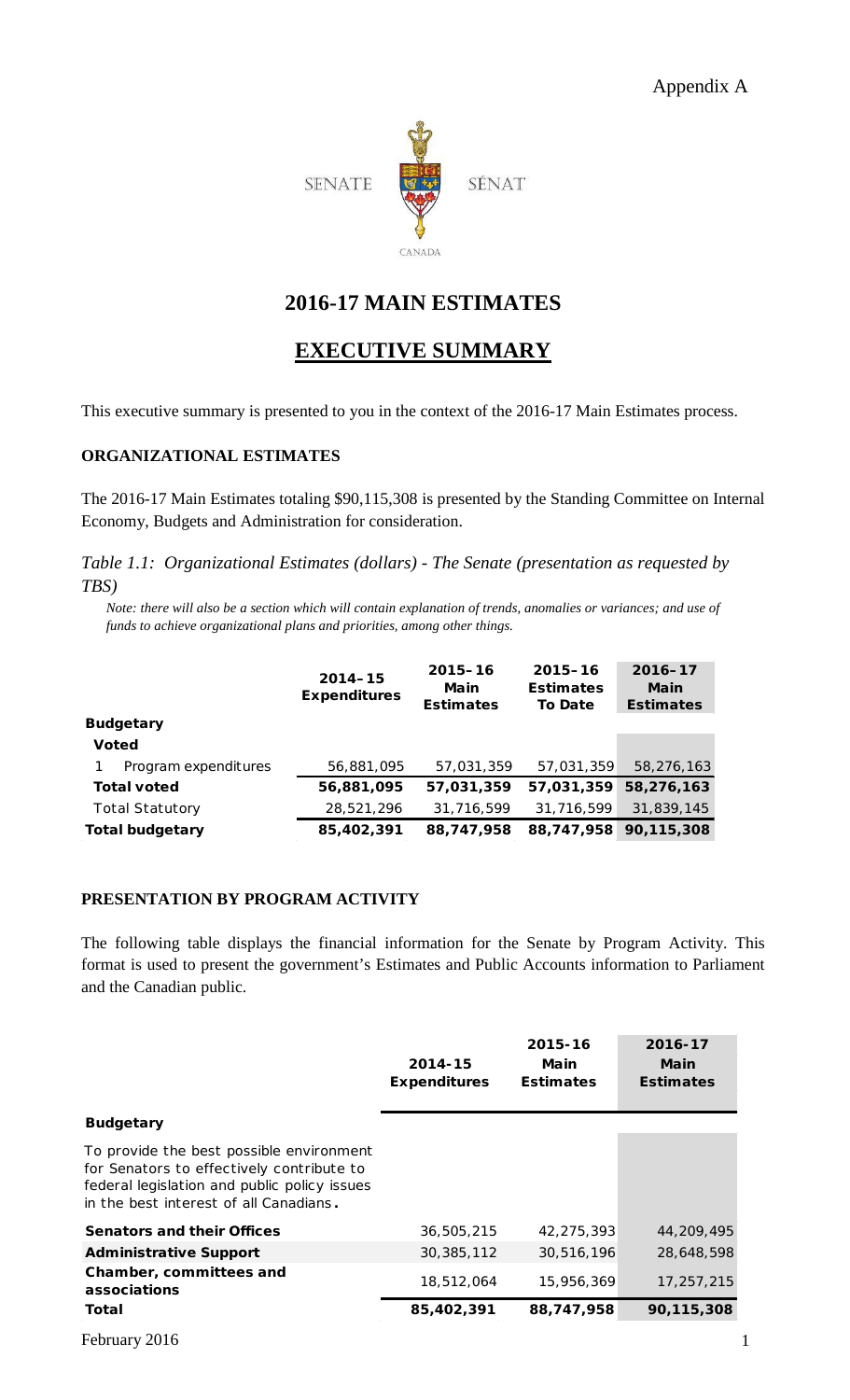Appendix A

SENATE SÉNAT

CANADA

# 2016-17 MAIN ESTIMATES

## EXECUTIVE SUMMARY

This executive summary is presented to you in the context of the 2016-17 Main Estimates process.

### ORGANIZATIONAL ESTIMATES

The 2016-17 Main Estimates totaling $90,115,308 is presented by the Standing Committee on Internal Economy, Budgets and Administration for consideration.

*Table 1.1: Organizational Estimates (dollars) - The Senate (presentation as requested by TBS)*

*Note: there will also be a section which will contain explanation of trends, anomalies or variances; and use of funds to achieve organizational plans and priorities, among other things.*

| | 2014–15 Expenditures | 2015–16 Main Estimates | 2015–16 Estimates To Date | 2016–17 Main Estimates |
|---|---|---|---|---|
| **Budgetary** | | | | |
| **Voted** | | | | |
| 1 Program expenditures | 56,881,095 | 57,031,359 | 57,031,359 | 58,276,163 |
| **Total voted** | **56,881,095** | **57,031,359** | **57,031,359** | **58,276,163** |
| Total Statutory | 28,521,296 | 31,716,599 | 31,716,599 | 31,839,145 |
| **Total budgetary** | **85,402,391** | **88,747,958** | **88,747,958** | **90,115,308** |

### PRESENTATION BY PROGRAM ACTIVITY

The following table displays the financial information for the Senate by Program Activity. This format is used to present the government's Estimates and Public Accounts information to Parliament and the Canadian public.

| | 2014-15 Expenditures | 2015-16 Main Estimates | 2016-17 Main Estimates |
|---|---|---|---|
| **Budgetary** | | | |
| To provide the best possible environment for Senators to effectively contribute to federal legislation and public policy issues in the best interest of all Canadians**.** | | | |
| **Senators and their Offices** | 36,505,215 | 42,275,393 | 44,209,495 |
| **Administrative Support** | 30,385,112 | 30,516,196 | 28,648,598 |
| **Chamber, committees and associations** | 18,512,064 | 15,956,369 | 17,257,215 |
| **Total** | **85,402,391** | **88,747,958** | **90,115,308** |

February 2016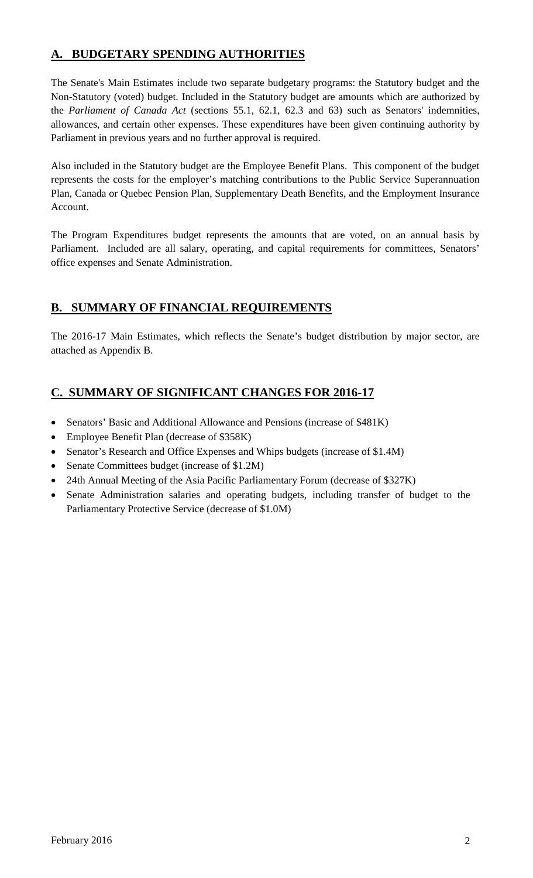## A. BUDGETARY SPENDING AUTHORITIES

The Senate's Main Estimates include two separate budgetary programs: the Statutory budget and the Non-Statutory (voted) budget. Included in the Statutory budget are amounts which are authorized by the *Parliament of Canada Act* (sections 55.1, 62.1, 62.3 and 63) such as Senators' indemnities, allowances, and certain other expenses. These expenditures have been given continuing authority by Parliament in previous years and no further approval is required.

Also included in the Statutory budget are the Employee Benefit Plans. This component of the budget represents the costs for the employer's matching contributions to the Public Service Superannuation Plan, Canada or Quebec Pension Plan, Supplementary Death Benefits, and the Employment Insurance Account.

The Program Expenditures budget represents the amounts that are voted, on an annual basis by Parliament. Included are all salary, operating, and capital requirements for committees, Senators' office expenses and Senate Administration.

## B. SUMMARY OF FINANCIAL REQUIREMENTS

The 2016-17 Main Estimates, which reflects the Senate's budget distribution by major sector, are attached as Appendix B.

## C. SUMMARY OF SIGNIFICANT CHANGES FOR 2016-17

- Senators' Basic and Additional Allowance and Pensions (increase of $481K)
- Employee Benefit Plan (decrease of $358K)
- Senator's Research and Office Expenses and Whips budgets (increase of $1.4M)
- Senate Committees budget (increase of $1.2M)
- 24th Annual Meeting of the Asia Pacific Parliamentary Forum (decrease of $327K)
- Senate Administration salaries and operating budgets, including transfer of budget to the Parliamentary Protective Service (decrease of $1.0M)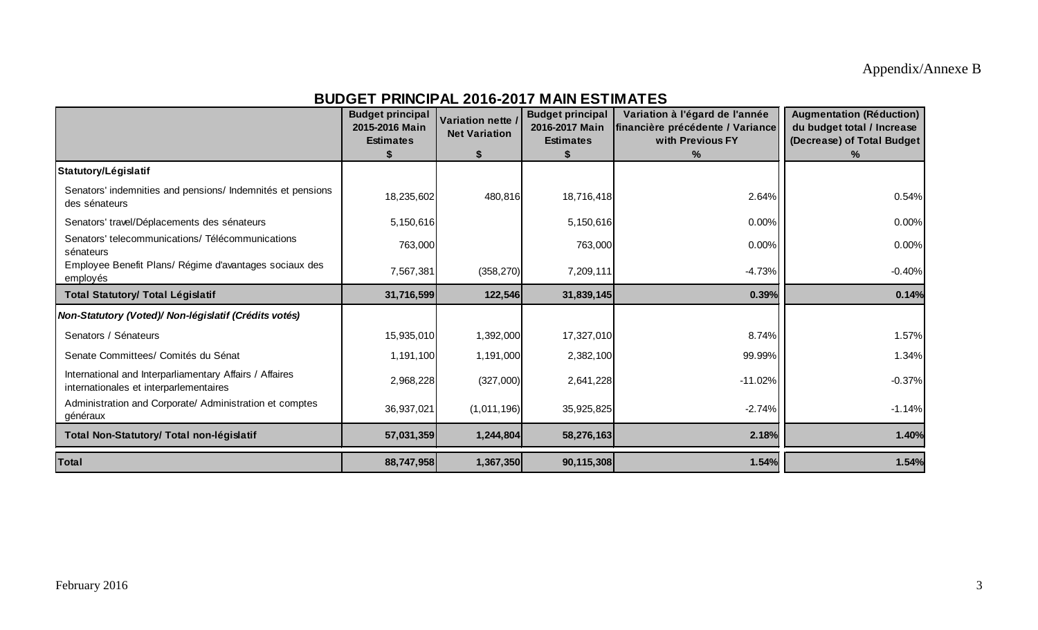Appendix/Annexe B

## BUDGET PRINCIPAL 2016-2017 MAIN ESTIMATES

| | Budget principal 2015-2016 Main Estimates $ | Variation nette / Net Variation $ | Budget principal 2016-2017 Main Estimates $ | Variation à l'égard de l'année financière précédente / Variance with Previous FY % | Augmentation (Réduction) du budget total / Increase (Decrease) of Total Budget % |
|---|---|---|---|---|---|
| **Statutory/Législatif** | | | | | |
| Senators' indemnities and pensions/ Indemnités et pensions des sénateurs | 18,235,602 | 480,816 | 18,716,418 | 2.64% | 0.54% |
| Senators' travel/Déplacements des sénateurs | 5,150,616 | | 5,150,616 | 0.00% | 0.00% |
| Senators' telecommunications/ Télécommunications sénateurs | 763,000 | | 763,000 | 0.00% | 0.00% |
| Employee Benefit Plans/ Régime d'avantages sociaux des employés | 7,567,381 | (358,270) | 7,209,111 | -4.73% | -0.40% |
| **Total Statutory/ Total Législatif** | **31,716,599** | **122,546** | **31,839,145** | **0.39%** | **0.14%** |
| ***Non-Statutory (Voted)/ Non-législatif (Crédits votés)*** | | | | | |
| Senators / Sénateurs | 15,935,010 | 1,392,000 | 17,327,010 | 8.74% | 1.57% |
| Senate Committees/ Comités du Sénat | 1,191,100 | 1,191,000 | 2,382,100 | 99.99% | 1.34% |
| International and Interparliamentary Affairs / Affaires internationales et interparlementaires | 2,968,228 | (327,000) | 2,641,228 | -11.02% | -0.37% |
| Administration and Corporate/ Administration et comptes généraux | 36,937,021 | (1,011,196) | 35,925,825 | -2.74% | -1.14% |
| **Total Non-Statutory/ Total non-législatif** | **57,031,359** | **1,244,804** | **58,276,163** | **2.18%** | **1.40%** |
| **Total** | **88,747,958** | **1,367,350** | **90,115,308** | **1.54%** | **1.54%** |

February 2016